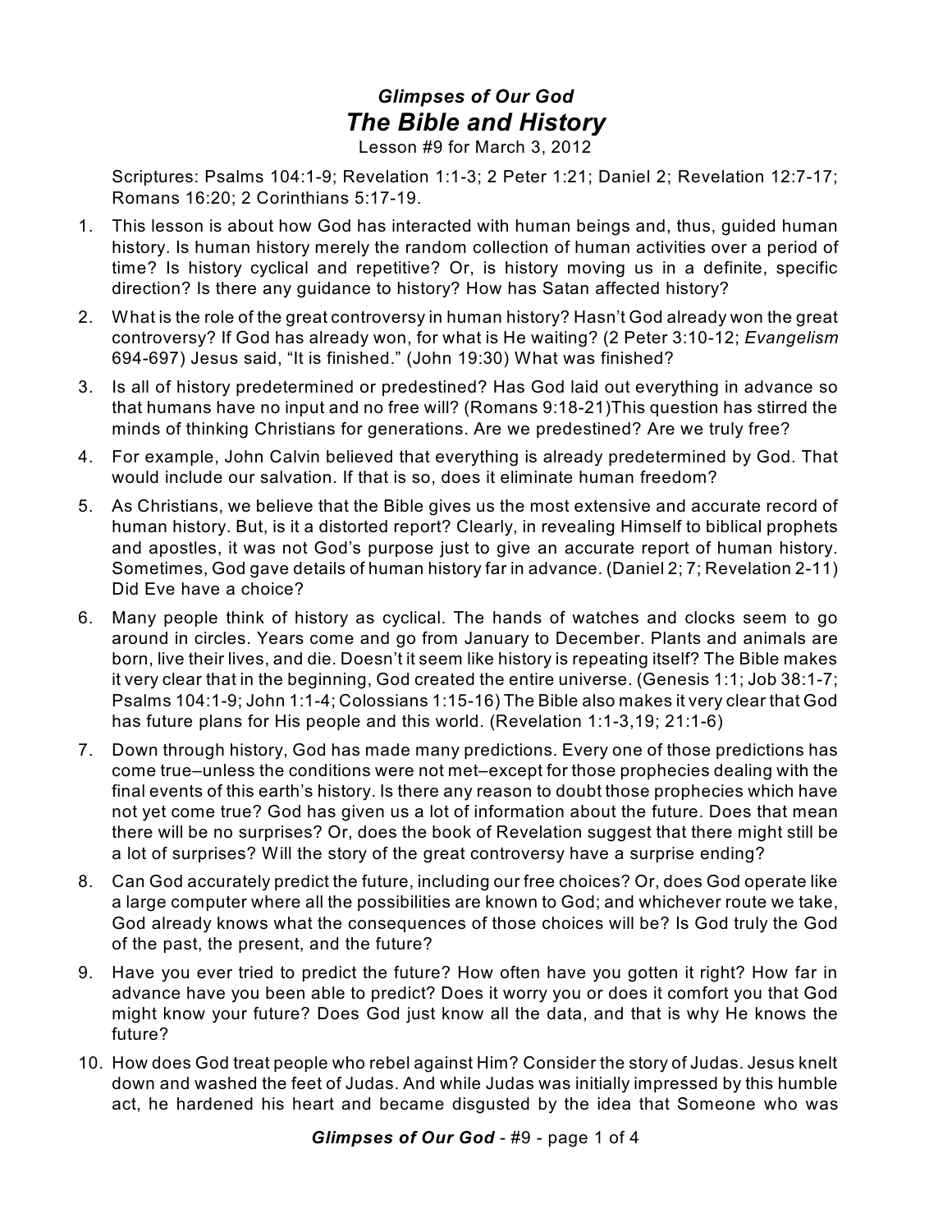## *Glimpses of Our God*

# *The Bible and History*

Lesson #9 for March 3, 2012

Scriptures: Psalms 104:1-9; Revelation 1:1-3; 2 Peter 1:21; Daniel 2; Revelation 12:7-17; Romans 16:20; 2 Corinthians 5:17-19.

1. This lesson is about how God has interacted with human beings and, thus, guided human history. Is human history merely the random collection of human activities over a period of time? Is history cyclical and repetitive? Or, is history moving us in a definite, specific direction? Is there any guidance to history? How has Satan affected history?
2. What is the role of the great controversy in human history? Hasn't God already won the great controversy? If God has already won, for what is He waiting? (2 Peter 3:10-12; *Evangelism* 694-697) Jesus said, "It is finished." (John 19:30) What was finished?
3. Is all of history predetermined or predestined? Has God laid out everything in advance so that humans have no input and no free will? (Romans 9:18-21)This question has stirred the minds of thinking Christians for generations. Are we predestined? Are we truly free?
4. For example, John Calvin believed that everything is already predetermined by God. That would include our salvation. If that is so, does it eliminate human freedom?
5. As Christians, we believe that the Bible gives us the most extensive and accurate record of human history. But, is it a distorted report? Clearly, in revealing Himself to biblical prophets and apostles, it was not God's purpose just to give an accurate report of human history. Sometimes, God gave details of human history far in advance. (Daniel 2; 7; Revelation 2-11) Did Eve have a choice?
6. Many people think of history as cyclical. The hands of watches and clocks seem to go around in circles. Years come and go from January to December. Plants and animals are born, live their lives, and die. Doesn't it seem like history is repeating itself? The Bible makes it very clear that in the beginning, God created the entire universe. (Genesis 1:1; Job 38:1-7; Psalms 104:1-9; John 1:1-4; Colossians 1:15-16) The Bible also makes it very clear that God has future plans for His people and this world. (Revelation 1:1-3,19; 21:1-6)
7. Down through history, God has made many predictions. Every one of those predictions has come true–unless the conditions were not met–except for those prophecies dealing with the final events of this earth's history. Is there any reason to doubt those prophecies which have not yet come true? God has given us a lot of information about the future. Does that mean there will be no surprises? Or, does the book of Revelation suggest that there might still be a lot of surprises? Will the story of the great controversy have a surprise ending?
8. Can God accurately predict the future, including our free choices? Or, does God operate like a large computer where all the possibilities are known to God; and whichever route we take, God already knows what the consequences of those choices will be? Is God truly the God of the past, the present, and the future?
9. Have you ever tried to predict the future? How often have you gotten it right? How far in advance have you been able to predict? Does it worry you or does it comfort you that God might know your future? Does God just know all the data, and that is why He knows the future?
10. How does God treat people who rebel against Him? Consider the story of Judas. Jesus knelt down and washed the feet of Judas. And while Judas was initially impressed by this humble act, he hardened his heart and became disgusted by the idea that Someone who was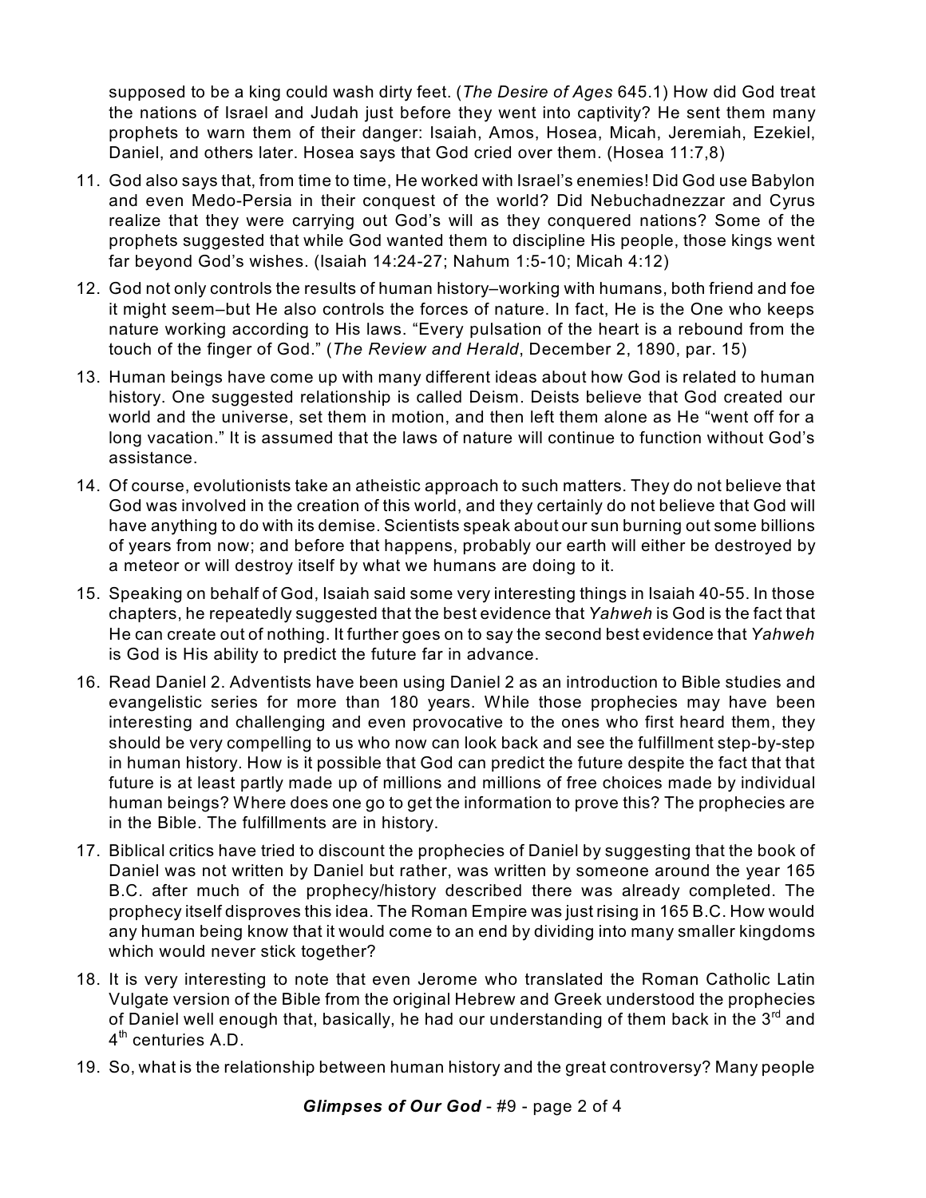supposed to be a king could wash dirty feet. (*The Desire of Ages* 645.1) How did God treat the nations of Israel and Judah just before they went into captivity? He sent them many prophets to warn them of their danger: Isaiah, Amos, Hosea, Micah, Jeremiah, Ezekiel, Daniel, and others later. Hosea says that God cried over them. (Hosea 11:7,8)

11. God also says that, from time to time, He worked with Israel's enemies! Did God use Babylon and even Medo-Persia in their conquest of the world? Did Nebuchadnezzar and Cyrus realize that they were carrying out God's will as they conquered nations? Some of the prophets suggested that while God wanted them to discipline His people, those kings went far beyond God's wishes. (Isaiah 14:24-27; Nahum 1:5-10; Micah 4:12)
12. God not only controls the results of human history–working with humans, both friend and foe it might seem–but He also controls the forces of nature. In fact, He is the One who keeps nature working according to His laws. "Every pulsation of the heart is a rebound from the touch of the finger of God." (*The Review and Herald*, December 2, 1890, par. 15)
13. Human beings have come up with many different ideas about how God is related to human history. One suggested relationship is called Deism. Deists believe that God created our world and the universe, set them in motion, and then left them alone as He "went off for a long vacation." It is assumed that the laws of nature will continue to function without God's assistance.
14. Of course, evolutionists take an atheistic approach to such matters. They do not believe that God was involved in the creation of this world, and they certainly do not believe that God will have anything to do with its demise. Scientists speak about our sun burning out some billions of years from now; and before that happens, probably our earth will either be destroyed by a meteor or will destroy itself by what we humans are doing to it.
15. Speaking on behalf of God, Isaiah said some very interesting things in Isaiah 40-55. In those chapters, he repeatedly suggested that the best evidence that *Yahweh* is God is the fact that He can create out of nothing. It further goes on to say the second best evidence that *Yahweh* is God is His ability to predict the future far in advance.
16. Read Daniel 2. Adventists have been using Daniel 2 as an introduction to Bible studies and evangelistic series for more than 180 years. While those prophecies may have been interesting and challenging and even provocative to the ones who first heard them, they should be very compelling to us who now can look back and see the fulfillment step-by-step in human history. How is it possible that God can predict the future despite the fact that that future is at least partly made up of millions and millions of free choices made by individual human beings? Where does one go to get the information to prove this? The prophecies are in the Bible. The fulfillments are in history.
17. Biblical critics have tried to discount the prophecies of Daniel by suggesting that the book of Daniel was not written by Daniel but rather, was written by someone around the year 165 B.C. after much of the prophecy/history described there was already completed. The prophecy itself disproves this idea. The Roman Empire was just rising in 165 B.C. How would any human being know that it would come to an end by dividing into many smaller kingdoms which would never stick together?
18. It is very interesting to note that even Jerome who translated the Roman Catholic Latin Vulgate version of the Bible from the original Hebrew and Greek understood the prophecies of Daniel well enough that, basically, he had our understanding of them back in the 3rd and 4th centuries A.D.
19. So, what is the relationship between human history and the great controversy? Many people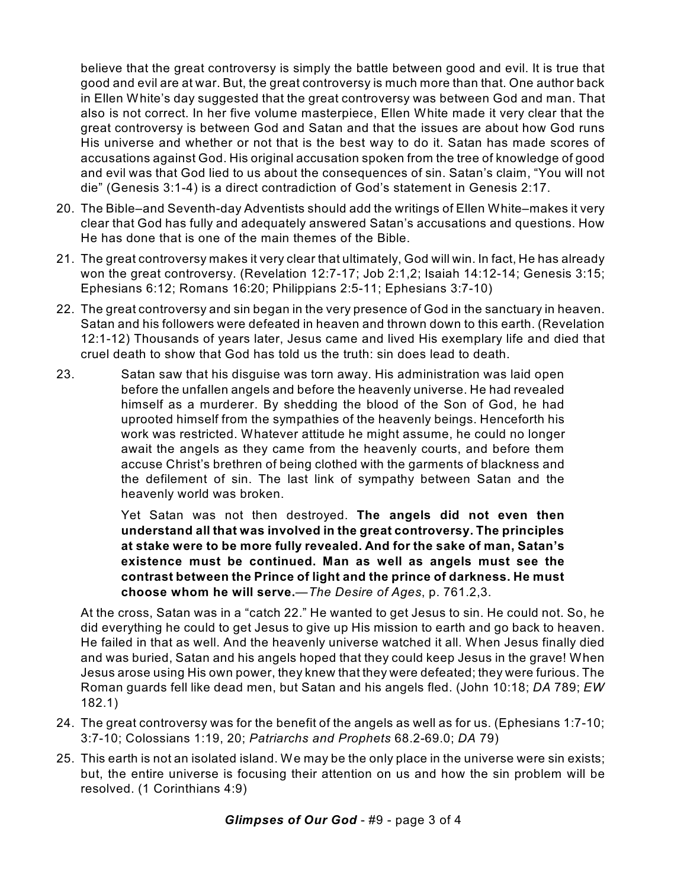believe that the great controversy is simply the battle between good and evil. It is true that good and evil are at war. But, the great controversy is much more than that. One author back in Ellen White's day suggested that the great controversy was between God and man. That also is not correct. In her five volume masterpiece, Ellen White made it very clear that the great controversy is between God and Satan and that the issues are about how God runs His universe and whether or not that is the best way to do it. Satan has made scores of accusations against God. His original accusation spoken from the tree of knowledge of good and evil was that God lied to us about the consequences of sin. Satan's claim, "You will not die" (Genesis 3:1-4) is a direct contradiction of God's statement in Genesis 2:17.

20. The Bible–and Seventh-day Adventists should add the writings of Ellen White–makes it very clear that God has fully and adequately answered Satan's accusations and questions. How He has done that is one of the main themes of the Bible.

21. The great controversy makes it very clear that ultimately, God will win. In fact, He has already won the great controversy. (Revelation 12:7-17; Job 2:1,2; Isaiah 14:12-14; Genesis 3:15; Ephesians 6:12; Romans 16:20; Philippians 2:5-11; Ephesians 3:7-10)

22. The great controversy and sin began in the very presence of God in the sanctuary in heaven. Satan and his followers were defeated in heaven and thrown down to this earth. (Revelation 12:1-12) Thousands of years later, Jesus came and lived His exemplary life and died that cruel death to show that God has told us the truth: sin does lead to death.

23.

> Satan saw that his disguise was torn away. His administration was laid open before the unfallen angels and before the heavenly universe. He had revealed himself as a murderer. By shedding the blood of the Son of God, he had uprooted himself from the sympathies of the heavenly beings. Henceforth his work was restricted. Whatever attitude he might assume, he could no longer await the angels as they came from the heavenly courts, and before them accuse Christ's brethren of being clothed with the garments of blackness and the defilement of sin. The last link of sympathy between Satan and the heavenly world was broken.
>
> Yet Satan was not then destroyed. **The angels did not even then understand all that was involved in the great controversy. The principles at stake were to be more fully revealed. And for the sake of man, Satan's existence must be continued. Man as well as angels must see the contrast between the Prince of light and the prince of darkness. He must choose whom he will serve.**—*The Desire of Ages*, p. 761.2,3.

At the cross, Satan was in a "catch 22." He wanted to get Jesus to sin. He could not. So, he did everything he could to get Jesus to give up His mission to earth and go back to heaven. He failed in that as well. And the heavenly universe watched it all. When Jesus finally died and was buried, Satan and his angels hoped that they could keep Jesus in the grave! When Jesus arose using His own power, they knew that they were defeated; they were furious. The Roman guards fell like dead men, but Satan and his angels fled. (John 10:18; *DA* 789; *EW* 182.1)

24. The great controversy was for the benefit of the angels as well as for us. (Ephesians 1:7-10; 3:7-10; Colossians 1:19, 20; *Patriarchs and Prophets* 68.2-69.0; *DA* 79)

25. This earth is not an isolated island. We may be the only place in the universe were sin exists; but, the entire universe is focusing their attention on us and how the sin problem will be resolved. (1 Corinthians 4:9)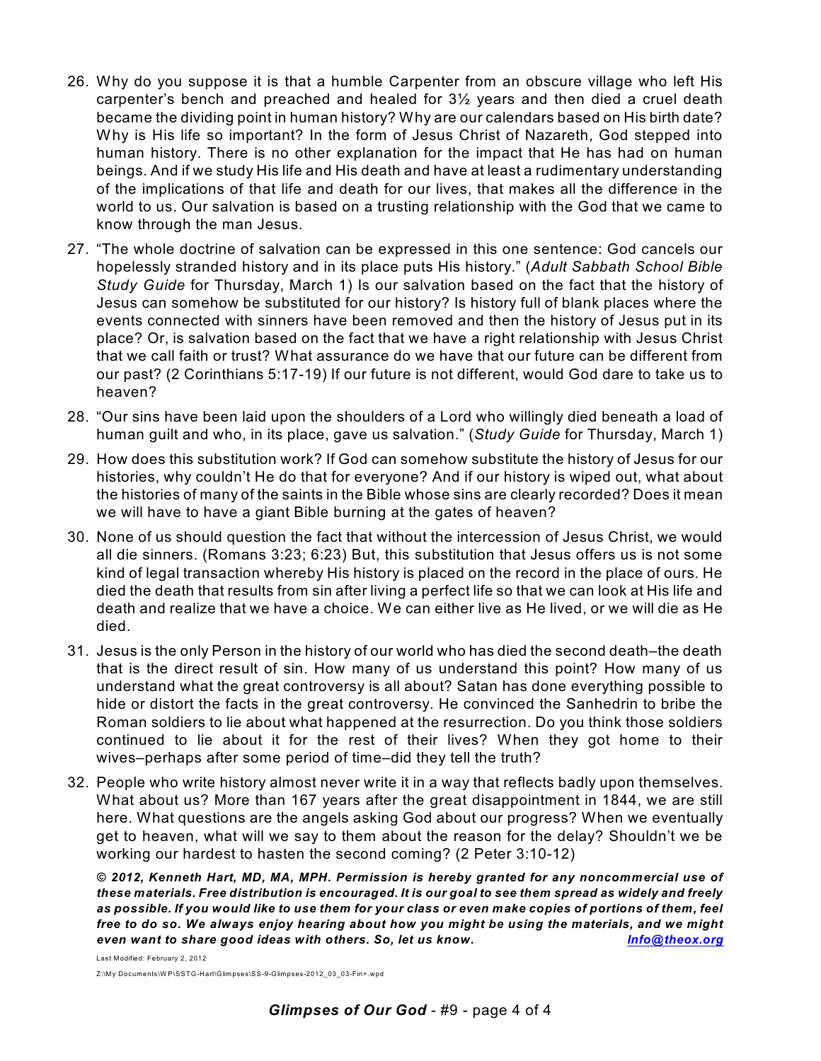26. Why do you suppose it is that a humble Carpenter from an obscure village who left His carpenter's bench and preached and healed for 3½ years and then died a cruel death became the dividing point in human history? Why are our calendars based on His birth date? Why is His life so important? In the form of Jesus Christ of Nazareth, God stepped into human history. There is no other explanation for the impact that He has had on human beings. And if we study His life and His death and have at least a rudimentary understanding of the implications of that life and death for our lives, that makes all the difference in the world to us. Our salvation is based on a trusting relationship with the God that we came to know through the man Jesus.

27. "The whole doctrine of salvation can be expressed in this one sentence: God cancels our hopelessly stranded history and in its place puts His history." (*Adult Sabbath School Bible Study Guide* for Thursday, March 1) Is our salvation based on the fact that the history of Jesus can somehow be substituted for our history? Is history full of blank places where the events connected with sinners have been removed and then the history of Jesus put in its place? Or, is salvation based on the fact that we have a right relationship with Jesus Christ that we call faith or trust? What assurance do we have that our future can be different from our past? (2 Corinthians 5:17-19) If our future is not different, would God dare to take us to heaven?

28. "Our sins have been laid upon the shoulders of a Lord who willingly died beneath a load of human guilt and who, in its place, gave us salvation." (*Study Guide* for Thursday, March 1)

29. How does this substitution work? If God can somehow substitute the history of Jesus for our histories, why couldn't He do that for everyone? And if our history is wiped out, what about the histories of many of the saints in the Bible whose sins are clearly recorded? Does it mean we will have to have a giant Bible burning at the gates of heaven?

30. None of us should question the fact that without the intercession of Jesus Christ, we would all die sinners. (Romans 3:23; 6:23) But, this substitution that Jesus offers us is not some kind of legal transaction whereby His history is placed on the record in the place of ours. He died the death that results from sin after living a perfect life so that we can look at His life and death and realize that we have a choice. We can either live as He lived, or we will die as He died.

31. Jesus is the only Person in the history of our world who has died the second death–the death that is the direct result of sin. How many of us understand this point? How many of us understand what the great controversy is all about? Satan has done everything possible to hide or distort the facts in the great controversy. He convinced the Sanhedrin to bribe the Roman soldiers to lie about what happened at the resurrection. Do you think those soldiers continued to lie about it for the rest of their lives? When they got home to their wives–perhaps after some period of time–did they tell the truth?

32. People who write history almost never write it in a way that reflects badly upon themselves. What about us? More than 167 years after the great disappointment in 1844, we are still here. What questions are the angels asking God about our progress? When we eventually get to heaven, what will we say to them about the reason for the delay? Shouldn't we be working our hardest to hasten the second coming? (2 Peter 3:10-12)

***© 2012, Kenneth Hart, MD, MA, MPH. Permission is hereby granted for any noncommercial use of these materials. Free distribution is encouraged. It is our goal to see them spread as widely and freely as possible. If you would like to use them for your class or even make copies of portions of them, feel free to do so. We always enjoy hearing about how you might be using the materials, and we might even want to share good ideas with others. So, let us know.*** ***Info@theox.org***

Last Modified: February 2, 2012

Z:\My Documents\WP\SSTG-Hart\Glimpses\SS-9-Glimpses-2012_03_03-Fin+.wpd